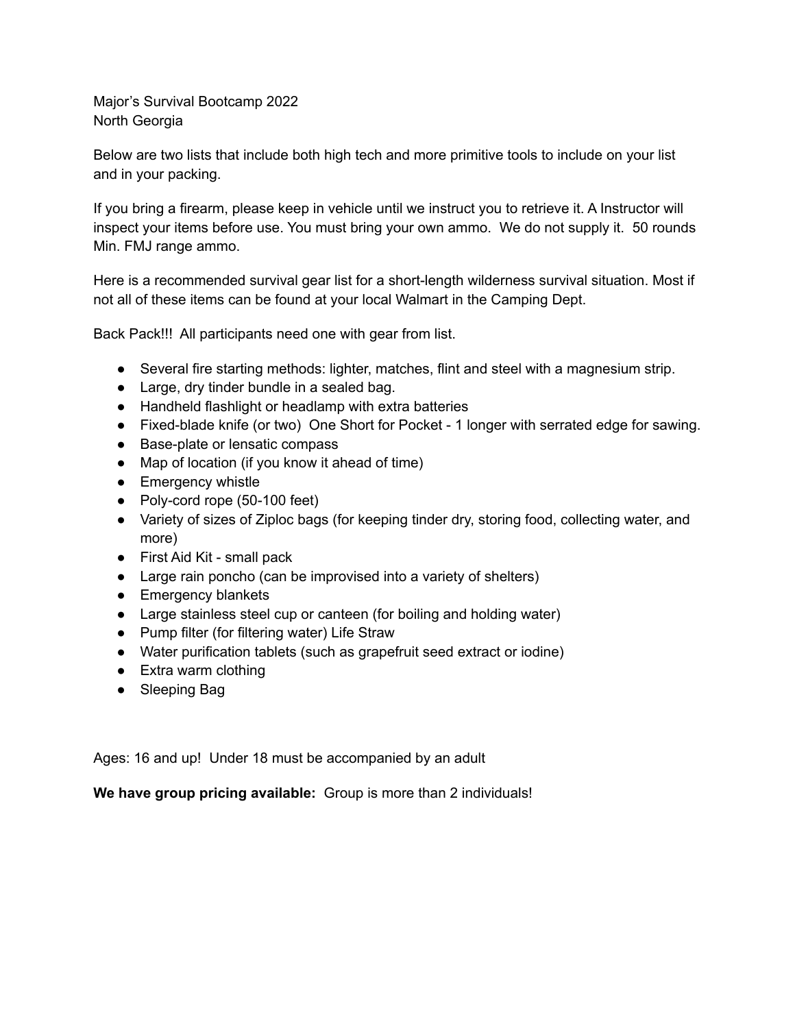Major's Survival Bootcamp 2022
North Georgia

Below are two lists that include both high tech and more primitive tools to include on your list and in your packing.

If you bring a firearm, please keep in vehicle until we instruct you to retrieve it. A Instructor will inspect your items before use. You must bring your own ammo. We do not supply it. 50 rounds Min. FMJ range ammo.

Here is a recommended survival gear list for a short-length wilderness survival situation. Most if not all of these items can be found at your local Walmart in the Camping Dept.

Back Pack!!! All participants need one with gear from list.

- Several fire starting methods: lighter, matches, flint and steel with a magnesium strip.
- Large, dry tinder bundle in a sealed bag.
- Handheld flashlight or headlamp with extra batteries
- Fixed-blade knife (or two) One Short for Pocket - 1 longer with serrated edge for sawing.
- Base-plate or lensatic compass
- Map of location (if you know it ahead of time)
- Emergency whistle
- Poly-cord rope (50-100 feet)
- Variety of sizes of Ziploc bags (for keeping tinder dry, storing food, collecting water, and more)
- First Aid Kit - small pack
- Large rain poncho (can be improvised into a variety of shelters)
- Emergency blankets
- Large stainless steel cup or canteen (for boiling and holding water)
- Pump filter (for filtering water) Life Straw
- Water purification tablets (such as grapefruit seed extract or iodine)
- Extra warm clothing
- Sleeping Bag

Ages: 16 and up! Under 18 must be accompanied by an adult

**We have group pricing available:** Group is more than 2 individuals!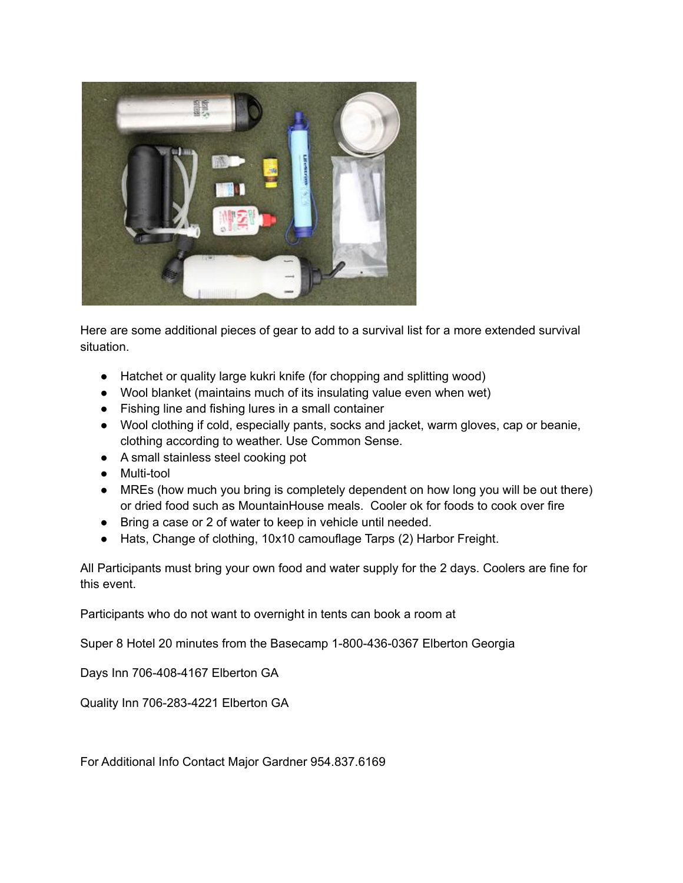Here are some additional pieces of gear to add to a survival list for a more extended survival situation.

- Hatchet or quality large kukri knife (for chopping and splitting wood)
- Wool blanket (maintains much of its insulating value even when wet)
- Fishing line and fishing lures in a small container
- Wool clothing if cold, especially pants, socks and jacket, warm gloves, cap or beanie, clothing according to weather. Use Common Sense.
- A small stainless steel cooking pot
- Multi-tool
- MREs (how much you bring is completely dependent on how long you will be out there) or dried food such as MountainHouse meals. Cooler ok for foods to cook over fire
- Bring a case or 2 of water to keep in vehicle until needed.
- Hats, Change of clothing, 10x10 camouflage Tarps (2) Harbor Freight.

All Participants must bring your own food and water supply for the 2 days. Coolers are fine for this event.

Participants who do not want to overnight in tents can book a room at

Super 8 Hotel 20 minutes from the Basecamp 1-800-436-0367 Elberton Georgia

Days Inn 706-408-4167 Elberton GA

Quality Inn 706-283-4221 Elberton GA

For Additional Info Contact Major Gardner 954.837.6169